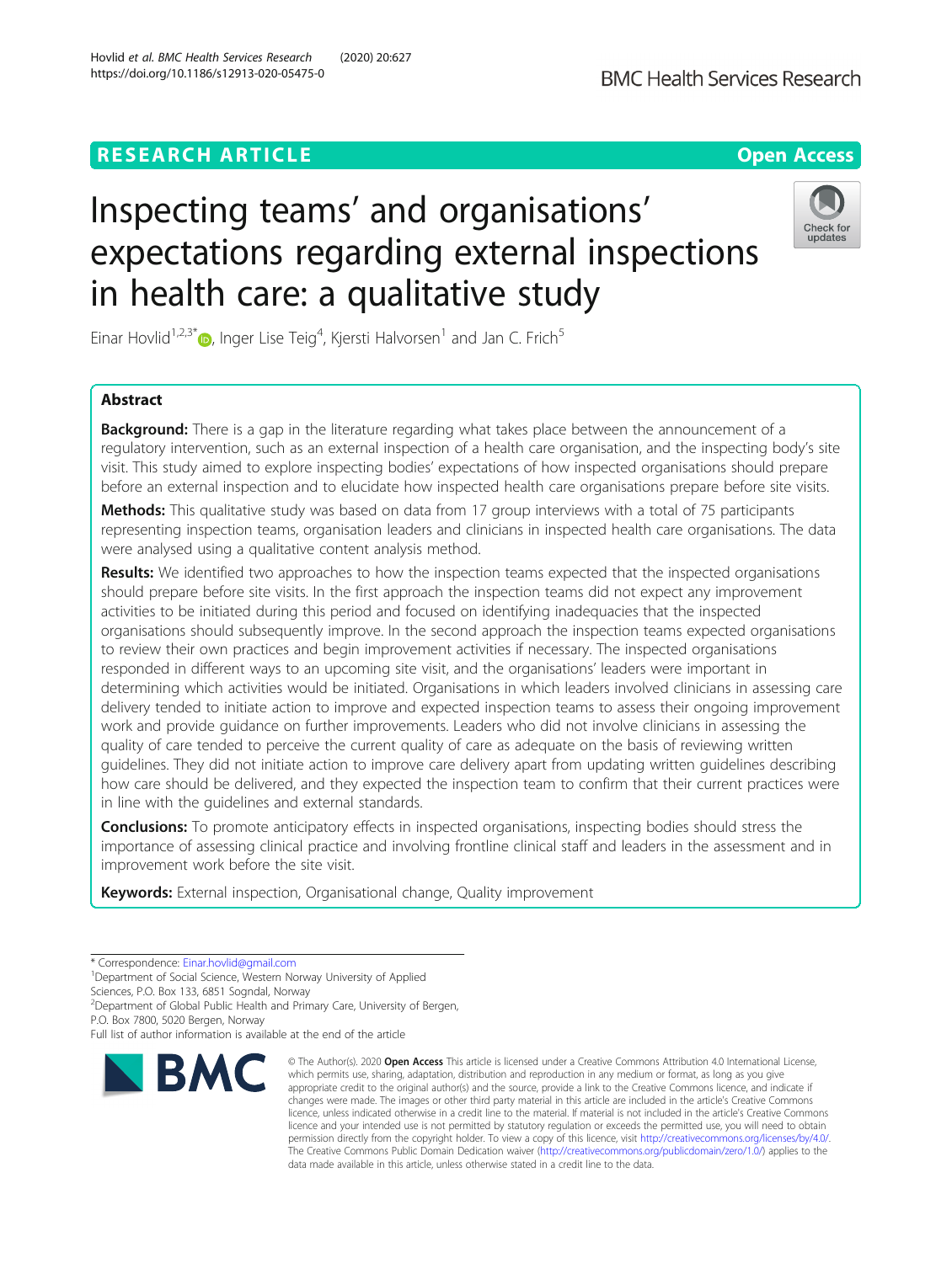RESEARCH ARTICLE

Open Access

# Inspecting teams' and organisations' expectations regarding external inspections in health care: a qualitative study

Einar Hovlid[1,2,3*], Inger Lise Teig[4], Kjersti Halvorsen[1] and Jan C. Frich[5]

## Abstract

**Background:** There is a gap in the literature regarding what takes place between the announcement of a regulatory intervention, such as an external inspection of a health care organisation, and the inspecting body's site visit. This study aimed to explore inspecting bodies' expectations of how inspected organisations should prepare before an external inspection and to elucidate how inspected health care organisations prepare before site visits.

**Methods:** This qualitative study was based on data from 17 group interviews with a total of 75 participants representing inspection teams, organisation leaders and clinicians in inspected health care organisations. The data were analysed using a qualitative content analysis method.

**Results:** We identified two approaches to how the inspection teams expected that the inspected organisations should prepare before site visits. In the first approach the inspection teams did not expect any improvement activities to be initiated during this period and focused on identifying inadequacies that the inspected organisations should subsequently improve. In the second approach the inspection teams expected organisations to review their own practices and begin improvement activities if necessary. The inspected organisations responded in different ways to an upcoming site visit, and the organisations' leaders were important in determining which activities would be initiated. Organisations in which leaders involved clinicians in assessing care delivery tended to initiate action to improve and expected inspection teams to assess their ongoing improvement work and provide guidance on further improvements. Leaders who did not involve clinicians in assessing the quality of care tended to perceive the current quality of care as adequate on the basis of reviewing written guidelines. They did not initiate action to improve care delivery apart from updating written guidelines describing how care should be delivered, and they expected the inspection team to confirm that their current practices were in line with the guidelines and external standards.

**Conclusions:** To promote anticipatory effects in inspected organisations, inspecting bodies should stress the importance of assessing clinical practice and involving frontline clinical staff and leaders in the assessment and in improvement work before the site visit.

**Keywords:** External inspection, Organisational change, Quality improvement

---

* Correspondence: Einar.hovlid@gmail.com
[1]Department of Social Science, Western Norway University of Applied Sciences, P.O. Box 133, 6851 Sogndal, Norway
[2]Department of Global Public Health and Primary Care, University of Bergen, P.O. Box 7800, 5020 Bergen, Norway
Full list of author information is available at the end of the article

© The Author(s). 2020 **Open Access** This article is licensed under a Creative Commons Attribution 4.0 International License, which permits use, sharing, adaptation, distribution and reproduction in any medium or format, as long as you give appropriate credit to the original author(s) and the source, provide a link to the Creative Commons licence, and indicate if changes were made. The images or other third party material in this article are included in the article's Creative Commons licence, unless indicated otherwise in a credit line to the material. If material is not included in the article's Creative Commons licence and your intended use is not permitted by statutory regulation or exceeds the permitted use, you will need to obtain permission directly from the copyright holder. To view a copy of this licence, visit http://creativecommons.org/licenses/by/4.0/. The Creative Commons Public Domain Dedication waiver (http://creativecommons.org/publicdomain/zero/1.0/) applies to the data made available in this article, unless otherwise stated in a credit line to the data.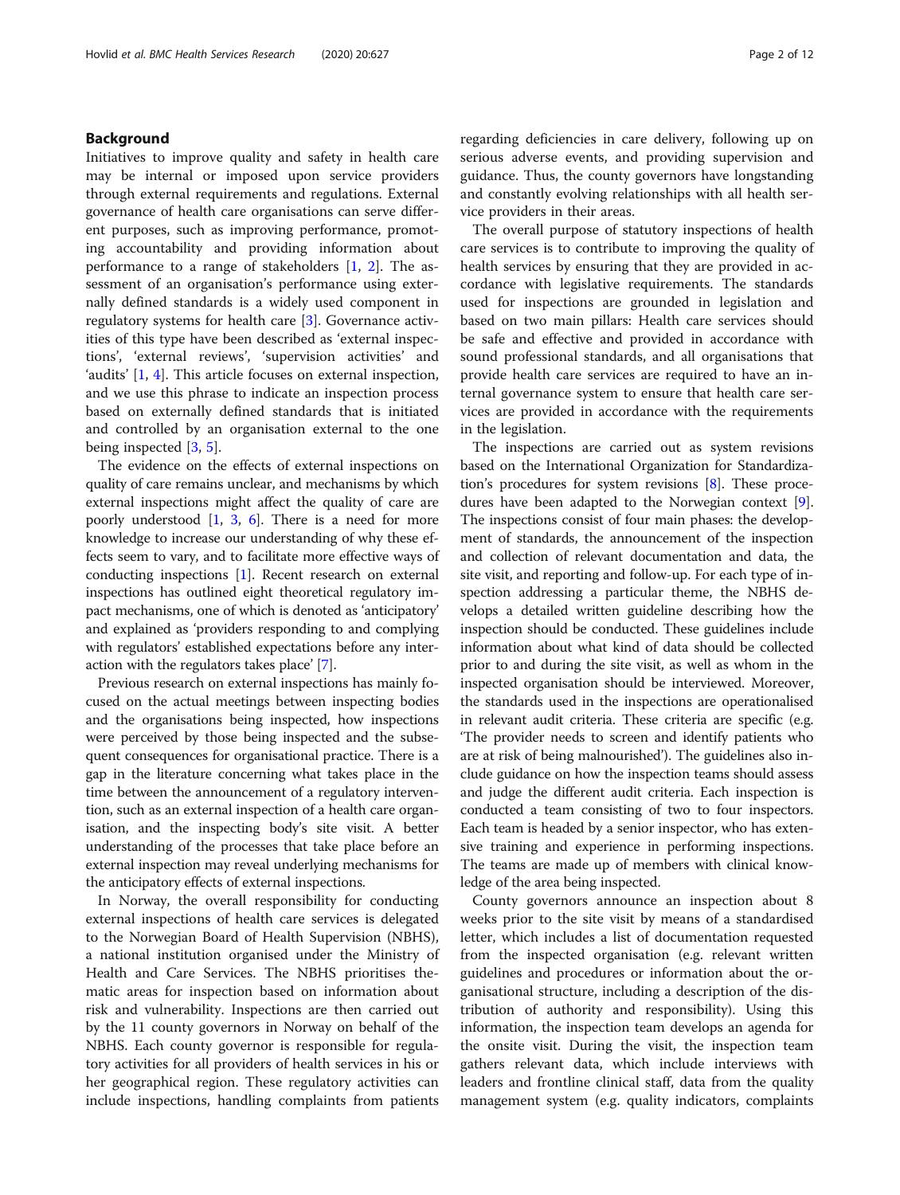## Background

Initiatives to improve quality and safety in health care may be internal or imposed upon service providers through external requirements and regulations. External governance of health care organisations can serve different purposes, such as improving performance, promoting accountability and providing information about performance to a range of stakeholders [1, 2]. The assessment of an organisation's performance using externally defined standards is a widely used component in regulatory systems for health care [3]. Governance activities of this type have been described as 'external inspections', 'external reviews', 'supervision activities' and 'audits' [1, 4]. This article focuses on external inspection, and we use this phrase to indicate an inspection process based on externally defined standards that is initiated and controlled by an organisation external to the one being inspected [3, 5].

The evidence on the effects of external inspections on quality of care remains unclear, and mechanisms by which external inspections might affect the quality of care are poorly understood [1, 3, 6]. There is a need for more knowledge to increase our understanding of why these effects seem to vary, and to facilitate more effective ways of conducting inspections [1]. Recent research on external inspections has outlined eight theoretical regulatory impact mechanisms, one of which is denoted as 'anticipatory' and explained as 'providers responding to and complying with regulators' established expectations before any interaction with the regulators takes place' [7].

Previous research on external inspections has mainly focused on the actual meetings between inspecting bodies and the organisations being inspected, how inspections were perceived by those being inspected and the subsequent consequences for organisational practice. There is a gap in the literature concerning what takes place in the time between the announcement of a regulatory intervention, such as an external inspection of a health care organisation, and the inspecting body's site visit. A better understanding of the processes that take place before an external inspection may reveal underlying mechanisms for the anticipatory effects of external inspections.

In Norway, the overall responsibility for conducting external inspections of health care services is delegated to the Norwegian Board of Health Supervision (NBHS), a national institution organised under the Ministry of Health and Care Services. The NBHS prioritises thematic areas for inspection based on information about risk and vulnerability. Inspections are then carried out by the 11 county governors in Norway on behalf of the NBHS. Each county governor is responsible for regulatory activities for all providers of health services in his or her geographical region. These regulatory activities can include inspections, handling complaints from patients regarding deficiencies in care delivery, following up on serious adverse events, and providing supervision and guidance. Thus, the county governors have longstanding and constantly evolving relationships with all health service providers in their areas.

The overall purpose of statutory inspections of health care services is to contribute to improving the quality of health services by ensuring that they are provided in accordance with legislative requirements. The standards used for inspections are grounded in legislation and based on two main pillars: Health care services should be safe and effective and provided in accordance with sound professional standards, and all organisations that provide health care services are required to have an internal governance system to ensure that health care services are provided in accordance with the requirements in the legislation.

The inspections are carried out as system revisions based on the International Organization for Standardization's procedures for system revisions [8]. These procedures have been adapted to the Norwegian context [9]. The inspections consist of four main phases: the development of standards, the announcement of the inspection and collection of relevant documentation and data, the site visit, and reporting and follow-up. For each type of inspection addressing a particular theme, the NBHS develops a detailed written guideline describing how the inspection should be conducted. These guidelines include information about what kind of data should be collected prior to and during the site visit, as well as whom in the inspected organisation should be interviewed. Moreover, the standards used in the inspections are operationalised in relevant audit criteria. These criteria are specific (e.g. 'The provider needs to screen and identify patients who are at risk of being malnourished'). The guidelines also include guidance on how the inspection teams should assess and judge the different audit criteria. Each inspection is conducted a team consisting of two to four inspectors. Each team is headed by a senior inspector, who has extensive training and experience in performing inspections. The teams are made up of members with clinical knowledge of the area being inspected.

County governors announce an inspection about 8 weeks prior to the site visit by means of a standardised letter, which includes a list of documentation requested from the inspected organisation (e.g. relevant written guidelines and procedures or information about the organisational structure, including a description of the distribution of authority and responsibility). Using this information, the inspection team develops an agenda for the onsite visit. During the visit, the inspection team gathers relevant data, which include interviews with leaders and frontline clinical staff, data from the quality management system (e.g. quality indicators, complaints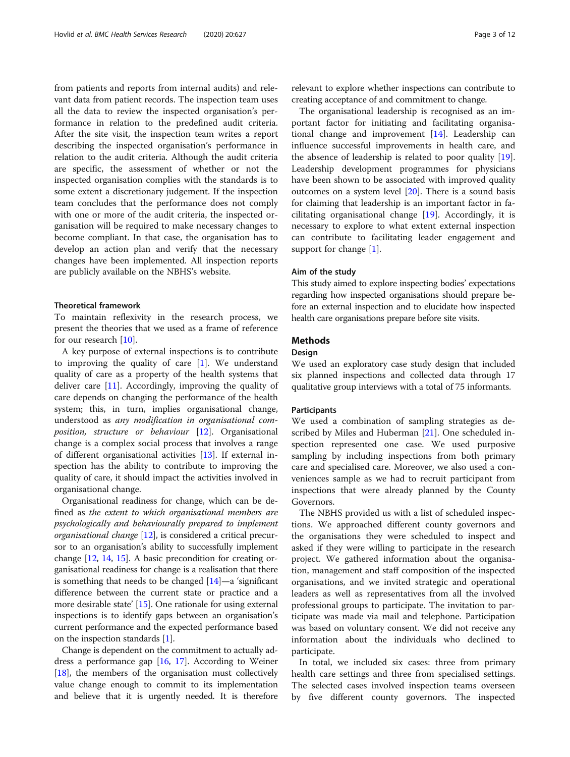from patients and reports from internal audits) and relevant data from patient records. The inspection team uses all the data to review the inspected organisation's performance in relation to the predefined audit criteria. After the site visit, the inspection team writes a report describing the inspected organisation's performance in relation to the audit criteria. Although the audit criteria are specific, the assessment of whether or not the inspected organisation complies with the standards is to some extent a discretionary judgement. If the inspection team concludes that the performance does not comply with one or more of the audit criteria, the inspected organisation will be required to make necessary changes to become compliant. In that case, the organisation has to develop an action plan and verify that the necessary changes have been implemented. All inspection reports are publicly available on the NBHS's website.

### Theoretical framework

To maintain reflexivity in the research process, we present the theories that we used as a frame of reference for our research [10].

A key purpose of external inspections is to contribute to improving the quality of care [1]. We understand quality of care as a property of the health systems that deliver care [11]. Accordingly, improving the quality of care depends on changing the performance of the health system; this, in turn, implies organisational change, understood as *any modification in organisational composition, structure or behaviour* [12]. Organisational change is a complex social process that involves a range of different organisational activities [13]. If external inspection has the ability to contribute to improving the quality of care, it should impact the activities involved in organisational change.

Organisational readiness for change, which can be defined as *the extent to which organisational members are psychologically and behaviourally prepared to implement organisational change* [12], is considered a critical precursor to an organisation's ability to successfully implement change [12, 14, 15]. A basic precondition for creating organisational readiness for change is a realisation that there is something that needs to be changed [14]—a 'significant difference between the current state or practice and a more desirable state' [15]. One rationale for using external inspections is to identify gaps between an organisation's current performance and the expected performance based on the inspection standards [1].

Change is dependent on the commitment to actually address a performance gap [16, 17]. According to Weiner [18], the members of the organisation must collectively value change enough to commit to its implementation and believe that it is urgently needed. It is therefore relevant to explore whether inspections can contribute to creating acceptance of and commitment to change.

The organisational leadership is recognised as an important factor for initiating and facilitating organisational change and improvement [14]. Leadership can influence successful improvements in health care, and the absence of leadership is related to poor quality [19]. Leadership development programmes for physicians have been shown to be associated with improved quality outcomes on a system level [20]. There is a sound basis for claiming that leadership is an important factor in facilitating organisational change [19]. Accordingly, it is necessary to explore to what extent external inspection can contribute to facilitating leader engagement and support for change [1].

### Aim of the study

This study aimed to explore inspecting bodies' expectations regarding how inspected organisations should prepare before an external inspection and to elucidate how inspected health care organisations prepare before site visits.

## Methods

### Design

We used an exploratory case study design that included six planned inspections and collected data through 17 qualitative group interviews with a total of 75 informants.

### Participants

We used a combination of sampling strategies as described by Miles and Huberman [21]. One scheduled inspection represented one case. We used purposive sampling by including inspections from both primary care and specialised care. Moreover, we also used a conveniences sample as we had to recruit participant from inspections that were already planned by the County Governors.

The NBHS provided us with a list of scheduled inspections. We approached different county governors and the organisations they were scheduled to inspect and asked if they were willing to participate in the research project. We gathered information about the organisation, management and staff composition of the inspected organisations, and we invited strategic and operational leaders as well as representatives from all the involved professional groups to participate. The invitation to participate was made via mail and telephone. Participation was based on voluntary consent. We did not receive any information about the individuals who declined to participate.

In total, we included six cases: three from primary health care settings and three from specialised settings. The selected cases involved inspection teams overseen by five different county governors. The inspected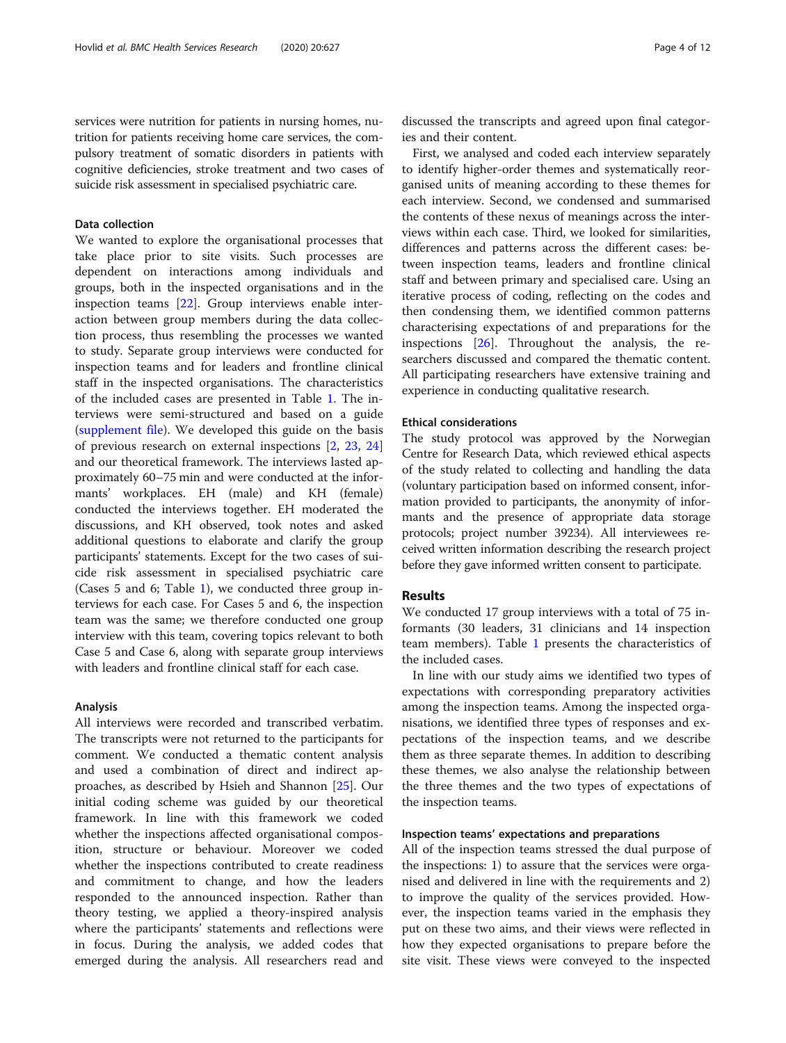services were nutrition for patients in nursing homes, nutrition for patients receiving home care services, the compulsory treatment of somatic disorders in patients with cognitive deficiencies, stroke treatment and two cases of suicide risk assessment in specialised psychiatric care.

### Data collection

We wanted to explore the organisational processes that take place prior to site visits. Such processes are dependent on interactions among individuals and groups, both in the inspected organisations and in the inspection teams [22]. Group interviews enable interaction between group members during the data collection process, thus resembling the processes we wanted to study. Separate group interviews were conducted for inspection teams and for leaders and frontline clinical staff in the inspected organisations. The characteristics of the included cases are presented in Table 1. The interviews were semi-structured and based on a guide (supplement file). We developed this guide on the basis of previous research on external inspections [2, 23, 24] and our theoretical framework. The interviews lasted approximately 60–75 min and were conducted at the informants' workplaces. EH (male) and KH (female) conducted the interviews together. EH moderated the discussions, and KH observed, took notes and asked additional questions to elaborate and clarify the group participants' statements. Except for the two cases of suicide risk assessment in specialised psychiatric care (Cases 5 and 6; Table 1), we conducted three group interviews for each case. For Cases 5 and 6, the inspection team was the same; we therefore conducted one group interview with this team, covering topics relevant to both Case 5 and Case 6, along with separate group interviews with leaders and frontline clinical staff for each case.

### Analysis

All interviews were recorded and transcribed verbatim. The transcripts were not returned to the participants for comment. We conducted a thematic content analysis and used a combination of direct and indirect approaches, as described by Hsieh and Shannon [25]. Our initial coding scheme was guided by our theoretical framework. In line with this framework we coded whether the inspections affected organisational composition, structure or behaviour. Moreover we coded whether the inspections contributed to create readiness and commitment to change, and how the leaders responded to the announced inspection. Rather than theory testing, we applied a theory-inspired analysis where the participants' statements and reflections were in focus. During the analysis, we added codes that emerged during the analysis. All researchers read and discussed the transcripts and agreed upon final categories and their content.

First, we analysed and coded each interview separately to identify higher-order themes and systematically reorganised units of meaning according to these themes for each interview. Second, we condensed and summarised the contents of these nexus of meanings across the interviews within each case. Third, we looked for similarities, differences and patterns across the different cases: between inspection teams, leaders and frontline clinical staff and between primary and specialised care. Using an iterative process of coding, reflecting on the codes and then condensing them, we identified common patterns characterising expectations of and preparations for the inspections [26]. Throughout the analysis, the researchers discussed and compared the thematic content. All participating researchers have extensive training and experience in conducting qualitative research.

### Ethical considerations

The study protocol was approved by the Norwegian Centre for Research Data, which reviewed ethical aspects of the study related to collecting and handling the data (voluntary participation based on informed consent, information provided to participants, the anonymity of informants and the presence of appropriate data storage protocols; project number 39234). All interviewees received written information describing the research project before they gave informed written consent to participate.

## Results

We conducted 17 group interviews with a total of 75 informants (30 leaders, 31 clinicians and 14 inspection team members). Table 1 presents the characteristics of the included cases.

In line with our study aims we identified two types of expectations with corresponding preparatory activities among the inspection teams. Among the inspected organisations, we identified three types of responses and expectations of the inspection teams, and we describe them as three separate themes. In addition to describing these themes, we also analyse the relationship between the three themes and the two types of expectations of the inspection teams.

### Inspection teams' expectations and preparations

All of the inspection teams stressed the dual purpose of the inspections: 1) to assure that the services were organised and delivered in line with the requirements and 2) to improve the quality of the services provided. However, the inspection teams varied in the emphasis they put on these two aims, and their views were reflected in how they expected organisations to prepare before the site visit. These views were conveyed to the inspected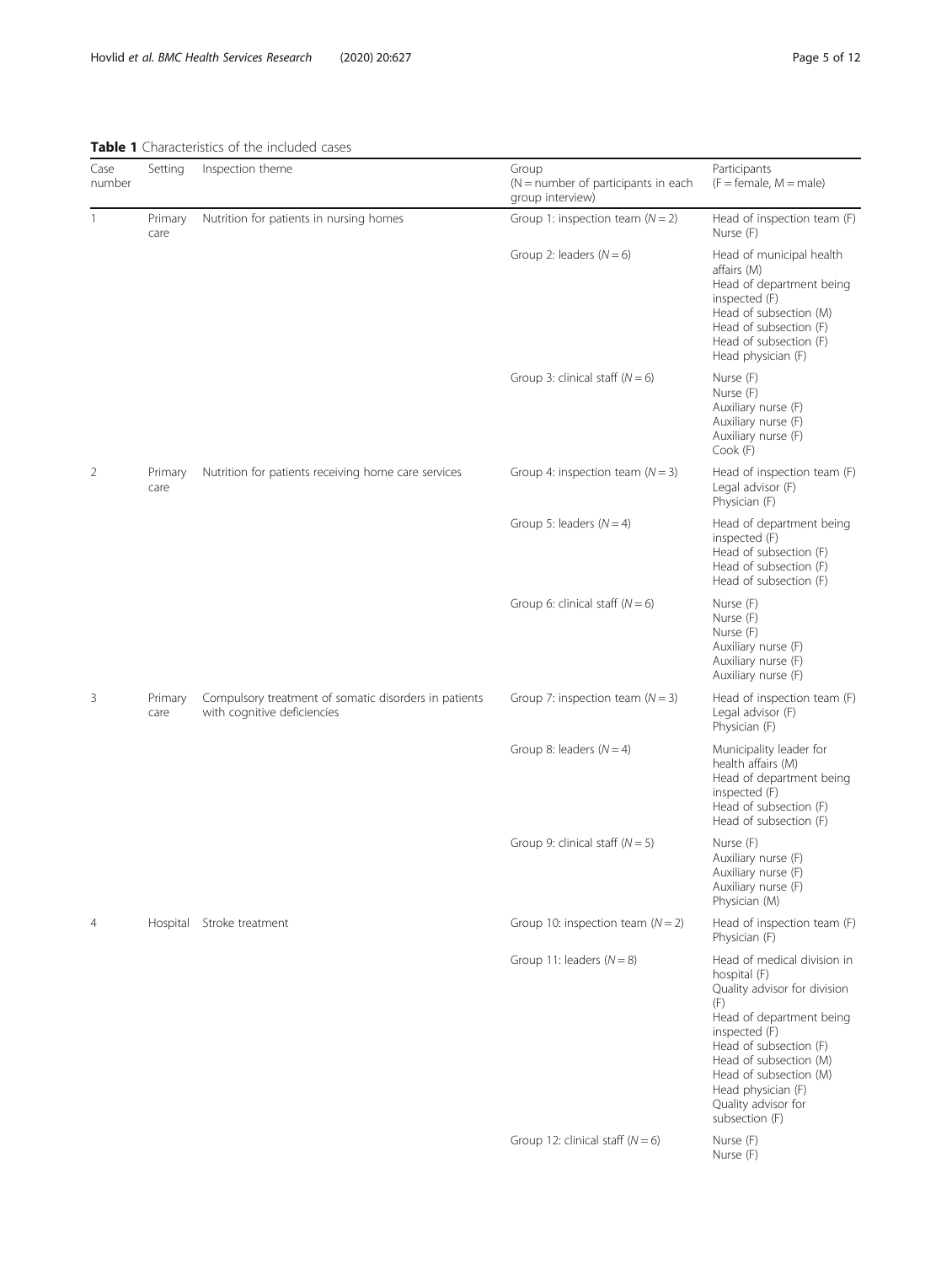**Table 1** Characteristics of the included cases

| Case number | Setting | Inspection theme | Group (N = number of participants in each group interview) | Participants (F = female, M = male) |
|---|---|---|---|---|
| 1 | Primary care | Nutrition for patients in nursing homes | Group 1: inspection team ($N = 2$) | Head of inspection team (F)<br>Nurse (F) |
| | | | Group 2: leaders ($N = 6$) | Head of municipal health affairs (M)<br>Head of department being inspected (F)<br>Head of subsection (M)<br>Head of subsection (F)<br>Head of subsection (F)<br>Head physician (F) |
| | | | Group 3: clinical staff ($N = 6$) | Nurse (F)<br>Nurse (F)<br>Auxiliary nurse (F)<br>Auxiliary nurse (F)<br>Auxiliary nurse (F)<br>Cook (F) |
| 2 | Primary care | Nutrition for patients receiving home care services | Group 4: inspection team ($N = 3$) | Head of inspection team (F)<br>Legal advisor (F)<br>Physician (F) |
| | | | Group 5: leaders ($N = 4$) | Head of department being inspected (F)<br>Head of subsection (F)<br>Head of subsection (F)<br>Head of subsection (F) |
| | | | Group 6: clinical staff ($N = 6$) | Nurse (F)<br>Nurse (F)<br>Nurse (F)<br>Auxiliary nurse (F)<br>Auxiliary nurse (F)<br>Auxiliary nurse (F) |
| 3 | Primary care | Compulsory treatment of somatic disorders in patients with cognitive deficiencies | Group 7: inspection team ($N = 3$) | Head of inspection team (F)<br>Legal advisor (F)<br>Physician (F) |
| | | | Group 8: leaders ($N = 4$) | Municipality leader for health affairs (M)<br>Head of department being inspected (F)<br>Head of subsection (F)<br>Head of subsection (F) |
| | | | Group 9: clinical staff ($N = 5$) | Nurse (F)<br>Auxiliary nurse (F)<br>Auxiliary nurse (F)<br>Auxiliary nurse (F)<br>Physician (M) |
| 4 | Hospital | Stroke treatment | Group 10: inspection team ($N = 2$) | Head of inspection team (F)<br>Physician (F) |
| | | | Group 11: leaders ($N = 8$) | Head of medical division in hospital (F)<br>Quality advisor for division (F)<br>Head of department being inspected (F)<br>Head of subsection (F)<br>Head of subsection (M)<br>Head of subsection (M)<br>Head physician (F)<br>Quality advisor for subsection (F) |
| | | | Group 12: clinical staff ($N = 6$) | Nurse (F)<br>Nurse (F) |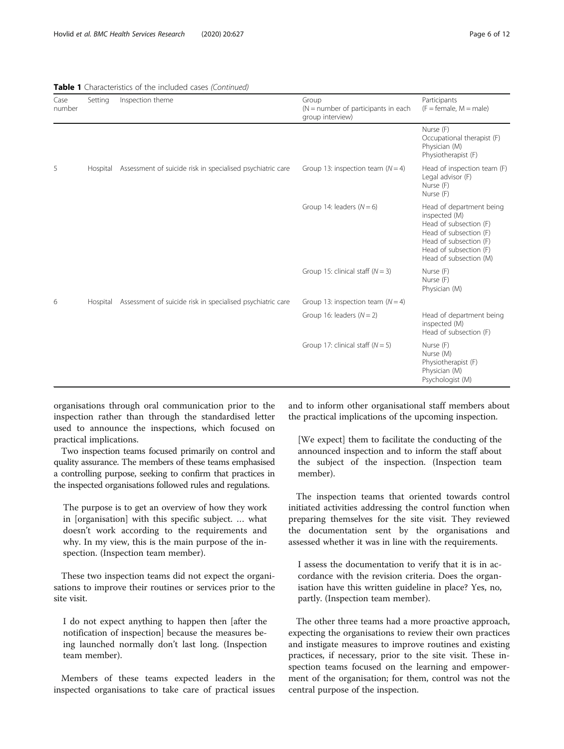**Table 1** Characteristics of the included cases *(Continued)*

| Case number | Setting | Inspection theme | Group (N = number of participants in each group interview) | Participants (F = female, M = male) |
|---|---|---|---|---|
| | | | | Nurse (F)<br>Occupational therapist (F)<br>Physician (M)<br>Physiotherapist (F) |
| 5 | Hospital | Assessment of suicide risk in specialised psychiatric care | Group 13: inspection team ($N = 4$) | Head of inspection team (F)<br>Legal advisor (F)<br>Nurse (F)<br>Nurse (F) |
| | | | Group 14: leaders ($N = 6$) | Head of department being inspected (M)<br>Head of subsection (F)<br>Head of subsection (F)<br>Head of subsection (F)<br>Head of subsection (F)<br>Head of subsection (M) |
| | | | Group 15: clinical staff ($N = 3$) | Nurse (F)<br>Nurse (F)<br>Physician (M) |
| 6 | Hospital | Assessment of suicide risk in specialised psychiatric care | Group 13: inspection team ($N = 4$) | |
| | | | Group 16: leaders ($N = 2$) | Head of department being inspected (M)<br>Head of subsection (F) |
| | | | Group 17: clinical staff ($N = 5$) | Nurse (F)<br>Nurse (M)<br>Physiotherapist (F)<br>Physician (M)<br>Psychologist (M) |

organisations through oral communication prior to the inspection rather than through the standardised letter used to announce the inspections, which focused on practical implications.

Two inspection teams focused primarily on control and quality assurance. The members of these teams emphasised a controlling purpose, seeking to confirm that practices in the inspected organisations followed rules and regulations.

> The purpose is to get an overview of how they work in [organisation] with this specific subject. … what doesn't work according to the requirements and why. In my view, this is the main purpose of the inspection. (Inspection team member).

These two inspection teams did not expect the organisations to improve their routines or services prior to the site visit.

> I do not expect anything to happen then [after the notification of inspection] because the measures being launched normally don't last long. (Inspection team member).

Members of these teams expected leaders in the inspected organisations to take care of practical issues and to inform other organisational staff members about the practical implications of the upcoming inspection.

> [We expect] them to facilitate the conducting of the announced inspection and to inform the staff about the subject of the inspection. (Inspection team member).

The inspection teams that oriented towards control initiated activities addressing the control function when preparing themselves for the site visit. They reviewed the documentation sent by the organisations and assessed whether it was in line with the requirements.

> I assess the documentation to verify that it is in accordance with the revision criteria. Does the organisation have this written guideline in place? Yes, no, partly. (Inspection team member).

The other three teams had a more proactive approach, expecting the organisations to review their own practices and instigate measures to improve routines and existing practices, if necessary, prior to the site visit. These inspection teams focused on the learning and empowerment of the organisation; for them, control was not the central purpose of the inspection.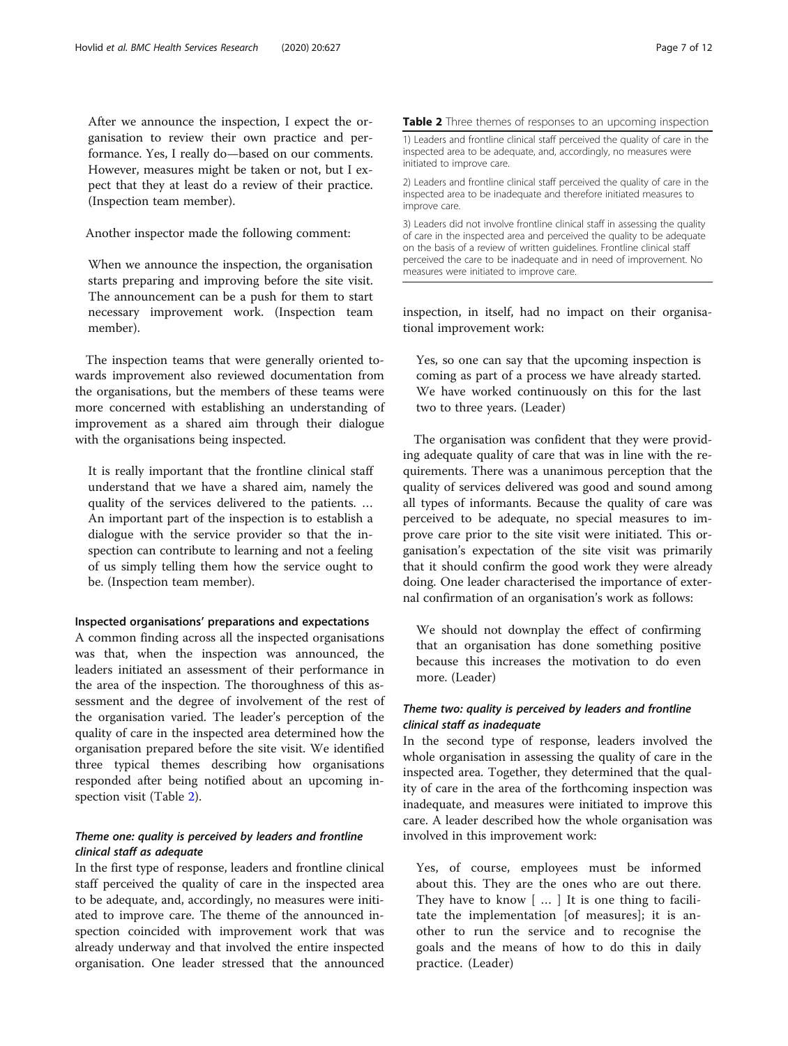After we announce the inspection, I expect the organisation to review their own practice and performance. Yes, I really do—based on our comments. However, measures might be taken or not, but I expect that they at least do a review of their practice. (Inspection team member).

Another inspector made the following comment:

When we announce the inspection, the organisation starts preparing and improving before the site visit. The announcement can be a push for them to start necessary improvement work. (Inspection team member).

The inspection teams that were generally oriented towards improvement also reviewed documentation from the organisations, but the members of these teams were more concerned with establishing an understanding of improvement as a shared aim through their dialogue with the organisations being inspected.

It is really important that the frontline clinical staff understand that we have a shared aim, namely the quality of the services delivered to the patients. … An important part of the inspection is to establish a dialogue with the service provider so that the inspection can contribute to learning and not a feeling of us simply telling them how the service ought to be. (Inspection team member).

#### Inspected organisations' preparations and expectations

A common finding across all the inspected organisations was that, when the inspection was announced, the leaders initiated an assessment of their performance in the area of the inspection. The thoroughness of this assessment and the degree of involvement of the rest of the organisation varied. The leader's perception of the quality of care in the inspected area determined how the organisation prepared before the site visit. We identified three typical themes describing how organisations responded after being notified about an upcoming inspection visit (Table 2).

**Table 2** Three themes of responses to an upcoming inspection

| |
|---|
| 1) Leaders and frontline clinical staff perceived the quality of care in the inspected area to be adequate, and, accordingly, no measures were initiated to improve care. |
| 2) Leaders and frontline clinical staff perceived the quality of care in the inspected area to be inadequate and therefore initiated measures to improve care. |
| 3) Leaders did not involve frontline clinical staff in assessing the quality of care in the inspected area and perceived the quality to be adequate on the basis of a review of written guidelines. Frontline clinical staff perceived the care to be inadequate and in need of improvement. No measures were initiated to improve care. |

#### *Theme one: quality is perceived by leaders and frontline clinical staff as adequate*

In the first type of response, leaders and frontline clinical staff perceived the quality of care in the inspected area to be adequate, and, accordingly, no measures were initiated to improve care. The theme of the announced inspection coincided with improvement work that was already underway and that involved the entire inspected organisation. One leader stressed that the announced inspection, in itself, had no impact on their organisational improvement work:

Yes, so one can say that the upcoming inspection is coming as part of a process we have already started. We have worked continuously on this for the last two to three years. (Leader)

The organisation was confident that they were providing adequate quality of care that was in line with the requirements. There was a unanimous perception that the quality of services delivered was good and sound among all types of informants. Because the quality of care was perceived to be adequate, no special measures to improve care prior to the site visit were initiated. This organisation's expectation of the site visit was primarily that it should confirm the good work they were already doing. One leader characterised the importance of external confirmation of an organisation's work as follows:

We should not downplay the effect of confirming that an organisation has done something positive because this increases the motivation to do even more. (Leader)

#### *Theme two: quality is perceived by leaders and frontline clinical staff as inadequate*

In the second type of response, leaders involved the whole organisation in assessing the quality of care in the inspected area. Together, they determined that the quality of care in the area of the forthcoming inspection was inadequate, and measures were initiated to improve this care. A leader described how the whole organisation was involved in this improvement work:

Yes, of course, employees must be informed about this. They are the ones who are out there. They have to know [ … ] It is one thing to facilitate the implementation [of measures]; it is another to run the service and to recognise the goals and the means of how to do this in daily practice. (Leader)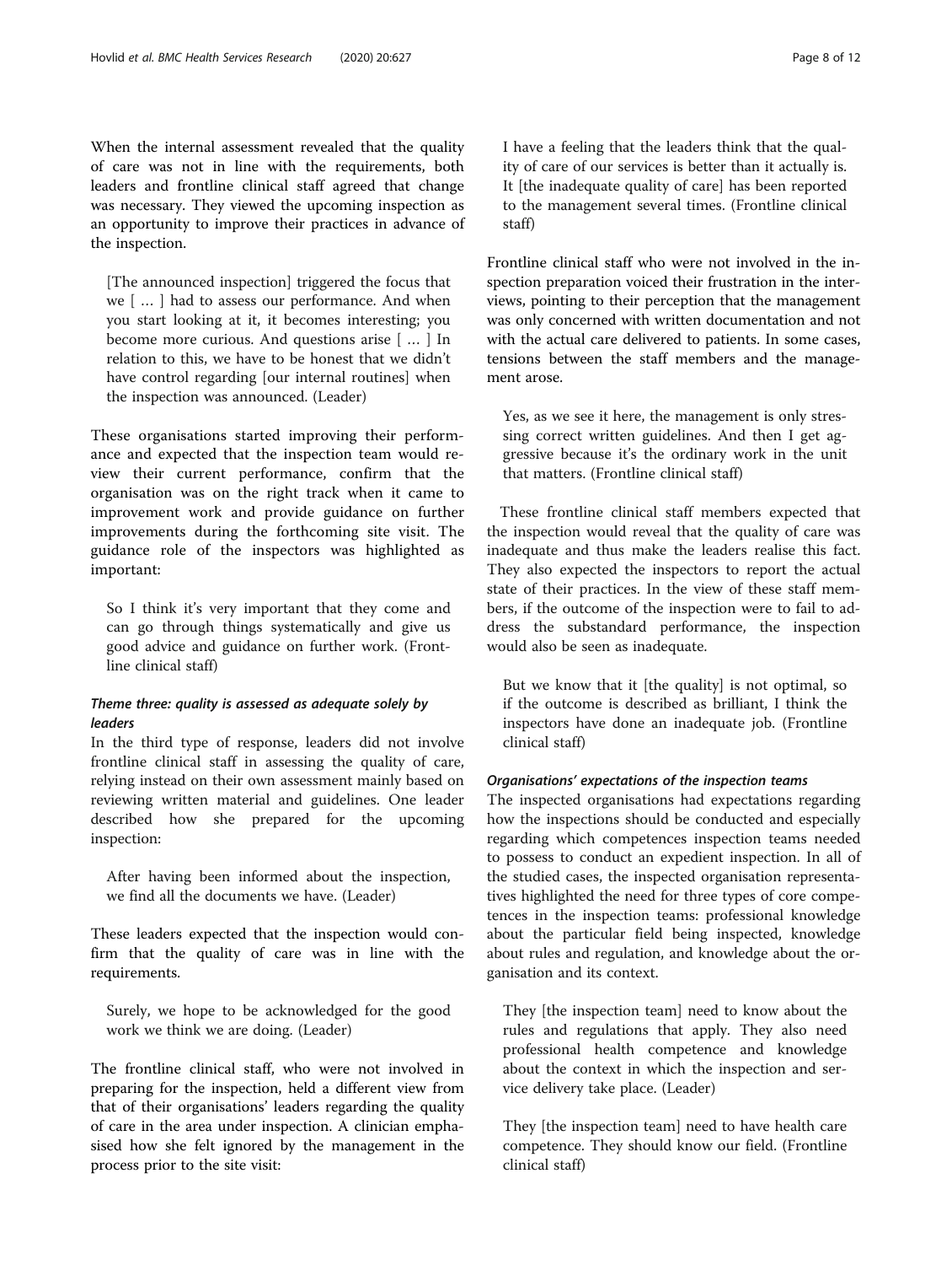When the internal assessment revealed that the quality of care was not in line with the requirements, both leaders and frontline clinical staff agreed that change was necessary. They viewed the upcoming inspection as an opportunity to improve their practices in advance of the inspection.

> [The announced inspection] triggered the focus that we [ … ] had to assess our performance. And when you start looking at it, it becomes interesting; you become more curious. And questions arise [ … ] In relation to this, we have to be honest that we didn't have control regarding [our internal routines] when the inspection was announced. (Leader)

These organisations started improving their performance and expected that the inspection team would review their current performance, confirm that the organisation was on the right track when it came to improvement work and provide guidance on further improvements during the forthcoming site visit. The guidance role of the inspectors was highlighted as important:

> So I think it's very important that they come and can go through things systematically and give us good advice and guidance on further work. (Frontline clinical staff)

#### *Theme three: quality is assessed as adequate solely by leaders*

In the third type of response, leaders did not involve frontline clinical staff in assessing the quality of care, relying instead on their own assessment mainly based on reviewing written material and guidelines. One leader described how she prepared for the upcoming inspection:

> After having been informed about the inspection, we find all the documents we have. (Leader)

These leaders expected that the inspection would confirm that the quality of care was in line with the requirements.

> Surely, we hope to be acknowledged for the good work we think we are doing. (Leader)

The frontline clinical staff, who were not involved in preparing for the inspection, held a different view from that of their organisations' leaders regarding the quality of care in the area under inspection. A clinician emphasised how she felt ignored by the management in the process prior to the site visit:

> I have a feeling that the leaders think that the quality of care of our services is better than it actually is. It [the inadequate quality of care] has been reported to the management several times. (Frontline clinical staff)

Frontline clinical staff who were not involved in the inspection preparation voiced their frustration in the interviews, pointing to their perception that the management was only concerned with written documentation and not with the actual care delivered to patients. In some cases, tensions between the staff members and the management arose.

> Yes, as we see it here, the management is only stressing correct written guidelines. And then I get aggressive because it's the ordinary work in the unit that matters. (Frontline clinical staff)

These frontline clinical staff members expected that the inspection would reveal that the quality of care was inadequate and thus make the leaders realise this fact. They also expected the inspectors to report the actual state of their practices. In the view of these staff members, if the outcome of the inspection were to fail to address the substandard performance, the inspection would also be seen as inadequate.

> But we know that it [the quality] is not optimal, so if the outcome is described as brilliant, I think the inspectors have done an inadequate job. (Frontline clinical staff)

#### *Organisations' expectations of the inspection teams*

The inspected organisations had expectations regarding how the inspections should be conducted and especially regarding which competences inspection teams needed to possess to conduct an expedient inspection. In all of the studied cases, the inspected organisation representatives highlighted the need for three types of core competences in the inspection teams: professional knowledge about the particular field being inspected, knowledge about rules and regulation, and knowledge about the organisation and its context.

> They [the inspection team] need to know about the rules and regulations that apply. They also need professional health competence and knowledge about the context in which the inspection and service delivery take place. (Leader)

> They [the inspection team] need to have health care competence. They should know our field. (Frontline clinical staff)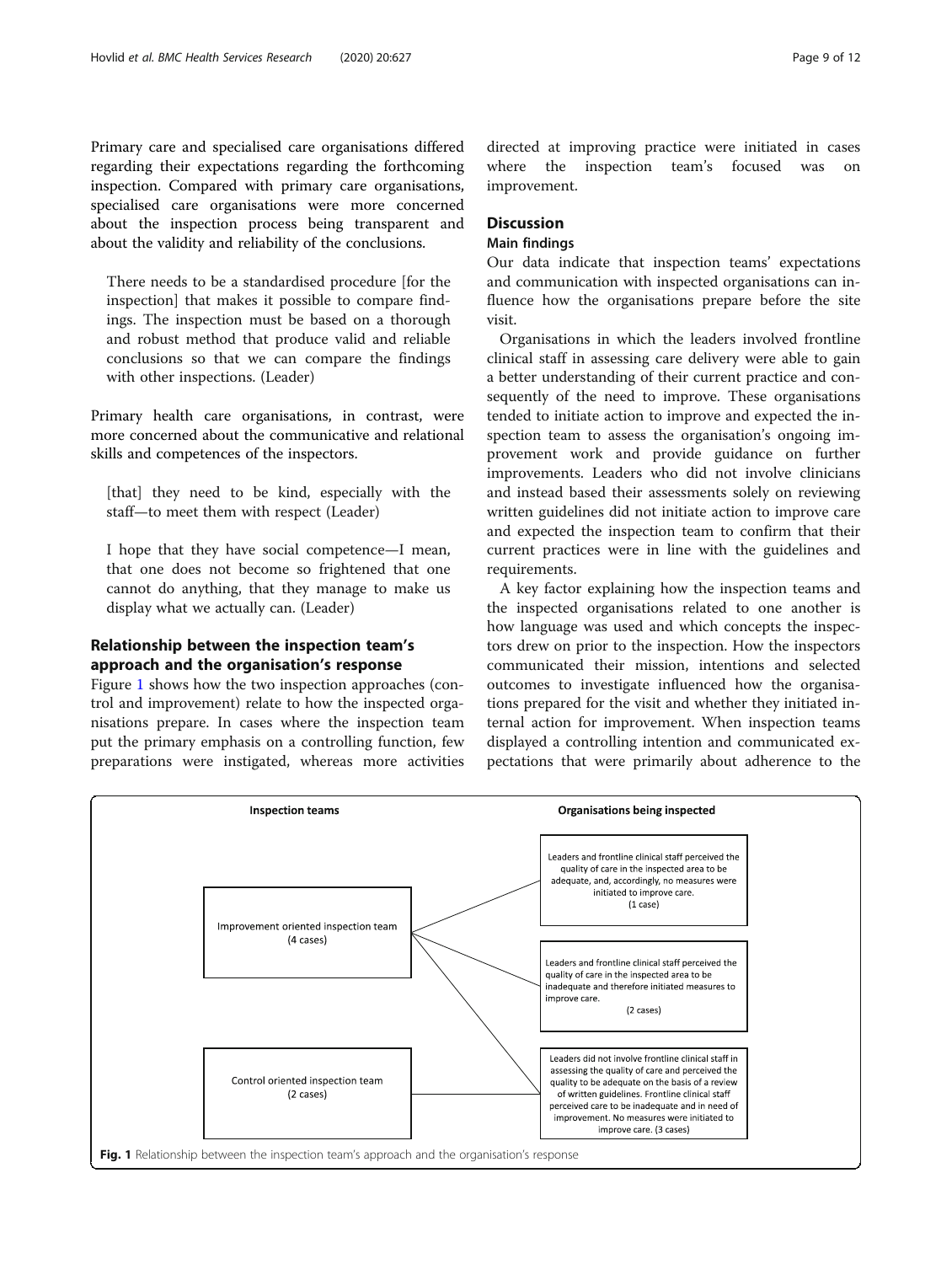Primary care and specialised care organisations differed regarding their expectations regarding the forthcoming inspection. Compared with primary care organisations, specialised care organisations were more concerned about the inspection process being transparent and about the validity and reliability of the conclusions.

> There needs to be a standardised procedure [for the inspection] that makes it possible to compare findings. The inspection must be based on a thorough and robust method that produce valid and reliable conclusions so that we can compare the findings with other inspections. (Leader)

Primary health care organisations, in contrast, were more concerned about the communicative and relational skills and competences of the inspectors.

> [that] they need to be kind, especially with the staff—to meet them with respect (Leader)

> I hope that they have social competence—I mean, that one does not become so frightened that one cannot do anything, that they manage to make us display what we actually can. (Leader)

## Relationship between the inspection team's approach and the organisation's response

Figure 1 shows how the two inspection approaches (control and improvement) relate to how the inspected organisations prepare. In cases where the inspection team put the primary emphasis on a controlling function, few preparations were instigated, whereas more activities directed at improving practice were initiated in cases where the inspection team's focused was on improvement.

# Discussion

## Main findings

Our data indicate that inspection teams' expectations and communication with inspected organisations can influence how the organisations prepare before the site visit.

Organisations in which the leaders involved frontline clinical staff in assessing care delivery were able to gain a better understanding of their current practice and consequently of the need to improve. These organisations tended to initiate action to improve and expected the inspection team to assess the organisation's ongoing improvement work and provide guidance on further improvements. Leaders who did not involve clinicians and instead based their assessments solely on reviewing written guidelines did not initiate action to improve care and expected the inspection team to confirm that their current practices were in line with the guidelines and requirements.

A key factor explaining how the inspection teams and the inspected organisations related to one another is how language was used and which concepts the inspectors drew on prior to the inspection. How the inspectors communicated their mission, intentions and selected outcomes to investigate influenced how the organisations prepared for the visit and whether they initiated internal action for improvement. When inspection teams displayed a controlling intention and communicated expectations that were primarily about adherence to the

| Inspection teams | Organisations being inspected |
|---|---|
| Improvement oriented inspection team (4 cases) | Leaders and frontline clinical staff perceived the quality of care in the inspected area to be adequate, and, accordingly, no measures were initiated to improve care. (1 case) |
| | Leaders and frontline clinical staff perceived the quality of care in the inspected area to be inadequate and therefore initiated measures to improve care. (2 cases) |
| Control oriented inspection team (2 cases) | Leaders did not involve frontline clinical staff in assessing the quality of care and perceived the quality to be adequate on the basis of a review of written guidelines. Frontline clinical staff perceived care to be inadequate and in need of improvement. No measures were initiated to improve care. (3 cases) |

**Fig. 1** Relationship between the inspection team's approach and the organisation's response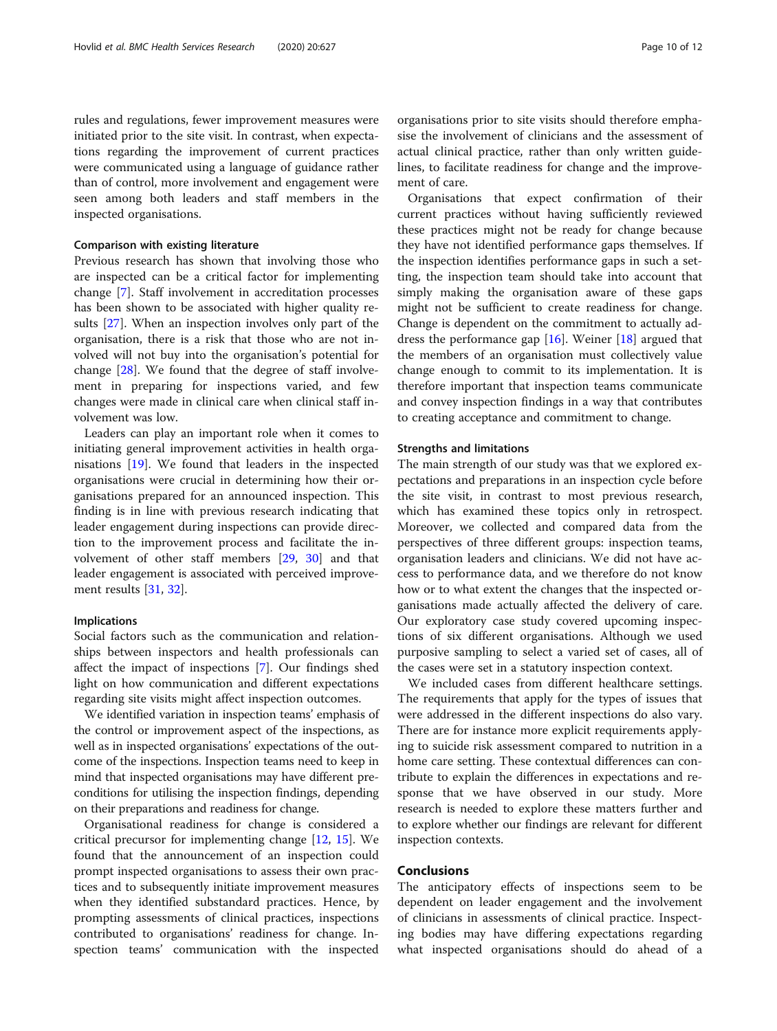rules and regulations, fewer improvement measures were initiated prior to the site visit. In contrast, when expectations regarding the improvement of current practices were communicated using a language of guidance rather than of control, more involvement and engagement were seen among both leaders and staff members in the inspected organisations.

### Comparison with existing literature

Previous research has shown that involving those who are inspected can be a critical factor for implementing change [7]. Staff involvement in accreditation processes has been shown to be associated with higher quality results [27]. When an inspection involves only part of the organisation, there is a risk that those who are not involved will not buy into the organisation's potential for change [28]. We found that the degree of staff involvement in preparing for inspections varied, and few changes were made in clinical care when clinical staff involvement was low.

Leaders can play an important role when it comes to initiating general improvement activities in health organisations [19]. We found that leaders in the inspected organisations were crucial in determining how their organisations prepared for an announced inspection. This finding is in line with previous research indicating that leader engagement during inspections can provide direction to the improvement process and facilitate the involvement of other staff members [29, 30] and that leader engagement is associated with perceived improvement results [31, 32].

### Implications

Social factors such as the communication and relationships between inspectors and health professionals can affect the impact of inspections [7]. Our findings shed light on how communication and different expectations regarding site visits might affect inspection outcomes.

We identified variation in inspection teams' emphasis of the control or improvement aspect of the inspections, as well as in inspected organisations' expectations of the outcome of the inspections. Inspection teams need to keep in mind that inspected organisations may have different preconditions for utilising the inspection findings, depending on their preparations and readiness for change.

Organisational readiness for change is considered a critical precursor for implementing change [12, 15]. We found that the announcement of an inspection could prompt inspected organisations to assess their own practices and to subsequently initiate improvement measures when they identified substandard practices. Hence, by prompting assessments of clinical practices, inspections contributed to organisations' readiness for change. Inspection teams' communication with the inspected organisations prior to site visits should therefore emphasise the involvement of clinicians and the assessment of actual clinical practice, rather than only written guidelines, to facilitate readiness for change and the improvement of care.

Organisations that expect confirmation of their current practices without having sufficiently reviewed these practices might not be ready for change because they have not identified performance gaps themselves. If the inspection identifies performance gaps in such a setting, the inspection team should take into account that simply making the organisation aware of these gaps might not be sufficient to create readiness for change. Change is dependent on the commitment to actually address the performance gap [16]. Weiner [18] argued that the members of an organisation must collectively value change enough to commit to its implementation. It is therefore important that inspection teams communicate and convey inspection findings in a way that contributes to creating acceptance and commitment to change.

### Strengths and limitations

The main strength of our study was that we explored expectations and preparations in an inspection cycle before the site visit, in contrast to most previous research, which has examined these topics only in retrospect. Moreover, we collected and compared data from the perspectives of three different groups: inspection teams, organisation leaders and clinicians. We did not have access to performance data, and we therefore do not know how or to what extent the changes that the inspected organisations made actually affected the delivery of care. Our exploratory case study covered upcoming inspections of six different organisations. Although we used purposive sampling to select a varied set of cases, all of the cases were set in a statutory inspection context.

We included cases from different healthcare settings. The requirements that apply for the types of issues that were addressed in the different inspections do also vary. There are for instance more explicit requirements applying to suicide risk assessment compared to nutrition in a home care setting. These contextual differences can contribute to explain the differences in expectations and response that we have observed in our study. More research is needed to explore these matters further and to explore whether our findings are relevant for different inspection contexts.

## Conclusions

The anticipatory effects of inspections seem to be dependent on leader engagement and the involvement of clinicians in assessments of clinical practice. Inspecting bodies may have differing expectations regarding what inspected organisations should do ahead of a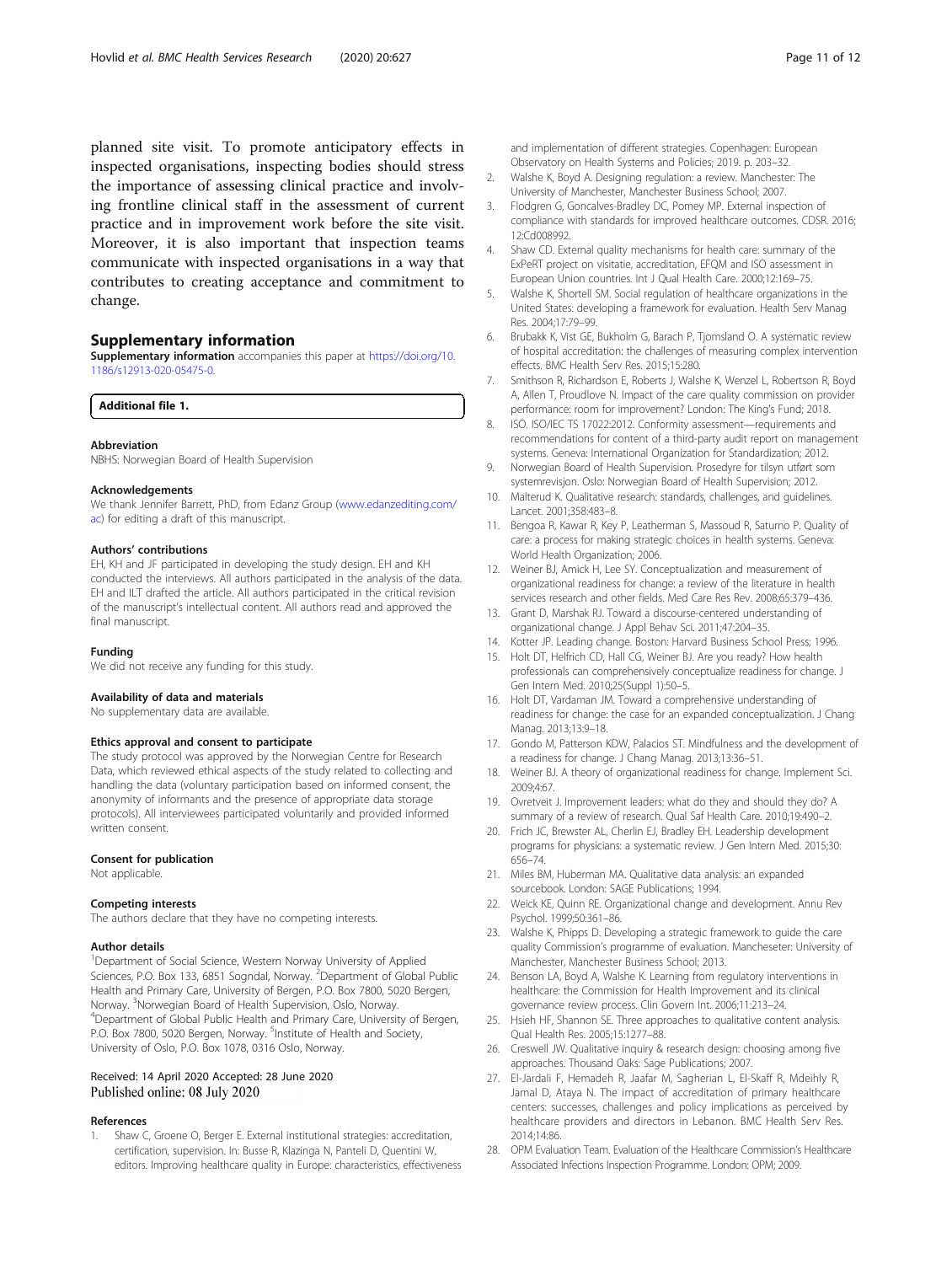planned site visit. To promote anticipatory effects in inspected organisations, inspecting bodies should stress the importance of assessing clinical practice and involving frontline clinical staff in the assessment of current practice and in improvement work before the site visit. Moreover, it is also important that inspection teams communicate with inspected organisations in a way that contributes to creating acceptance and commitment to change.

## Supplementary information

**Supplementary information** accompanies this paper at https://doi.org/10.1186/s12913-020-05475-0.

**Additional file 1.**

### Abbreviation

NBHS: Norwegian Board of Health Supervision

### Acknowledgements

We thank Jennifer Barrett, PhD, from Edanz Group (www.edanzediting.com/ac) for editing a draft of this manuscript.

### Authors' contributions

EH, KH and JF participated in developing the study design. EH and KH conducted the interviews. All authors participated in the analysis of the data. EH and ILT drafted the article. All authors participated in the critical revision of the manuscript's intellectual content. All authors read and approved the final manuscript.

### Funding

We did not receive any funding for this study.

### Availability of data and materials

No supplementary data are available.

### Ethics approval and consent to participate

The study protocol was approved by the Norwegian Centre for Research Data, which reviewed ethical aspects of the study related to collecting and handling the data (voluntary participation based on informed consent, the anonymity of informants and the presence of appropriate data storage protocols). All interviewees participated voluntarily and provided informed written consent.

### Consent for publication

Not applicable.

### Competing interests

The authors declare that they have no competing interests.

### Author details

[1]Department of Social Science, Western Norway University of Applied Sciences, P.O. Box 133, 6851 Sogndal, Norway. [2]Department of Global Public Health and Primary Care, University of Bergen, P.O. Box 7800, 5020 Bergen, Norway. [3]Norwegian Board of Health Supervision, Oslo, Norway. [4]Department of Global Public Health and Primary Care, University of Bergen, P.O. Box 7800, 5020 Bergen, Norway. [5]Institute of Health and Society, University of Oslo, P.O. Box 1078, 0316 Oslo, Norway.

Received: 14 April 2020 Accepted: 28 June 2020
Published online: 08 July 2020

### References

1. Shaw C, Groene O, Berger E. External institutional strategies: accreditation, certification, supervision. In: Busse R, Klazinga N, Panteli D, Quentini W, editors. Improving healthcare quality in Europe: characteristics, effectiveness and implementation of different strategies. Copenhagen: European Observatory on Health Systems and Policies; 2019. p. 203–32.
2. Walshe K, Boyd A. Designing regulation: a review. Manchester: The University of Manchester, Manchester Business School; 2007.
3. Flodgren G, Goncalves-Bradley DC, Pomey MP. External inspection of compliance with standards for improved healthcare outcomes. CDSR. 2016; 12:Cd008992.
4. Shaw CD. External quality mechanisms for health care: summary of the ExPeRT project on visitatie, accreditation, EFQM and ISO assessment in European Union countries. Int J Qual Health Care. 2000;12:169–75.
5. Walshe K, Shortell SM. Social regulation of healthcare organizations in the United States: developing a framework for evaluation. Health Serv Manag Res. 2004;17:79–99.
6. Brubakk K, Vist GE, Bukholm G, Barach P, Tjomsland O. A systematic review of hospital accreditation: the challenges of measuring complex intervention effects. BMC Health Serv Res. 2015;15:280.
7. Smithson R, Richardson E, Roberts J, Walshe K, Wenzel L, Robertson R, Boyd A, Allen T, Proudlove N. Impact of the care quality commission on provider performance: room for improvement? London: The King's Fund; 2018.
8. ISO. ISO/IEC TS 17022:2012. Conformity assessment—requirements and recommendations for content of a third-party audit report on management systems. Geneva: International Organization for Standardization; 2012.
9. Norwegian Board of Health Supervision. Prosedyre for tilsyn utført som systemrevisjon. Oslo: Norwegian Board of Health Supervision; 2012.
10. Malterud K. Qualitative research: standards, challenges, and guidelines. Lancet. 2001;358:483–8.
11. Bengoa R, Kawar R, Key P, Leatherman S, Massoud R, Saturno P. Quality of care: a process for making strategic choices in health systems. Geneva: World Health Organization; 2006.
12. Weiner BJ, Amick H, Lee SY. Conceptualization and measurement of organizational readiness for change: a review of the literature in health services research and other fields. Med Care Res Rev. 2008;65:379–436.
13. Grant D, Marshak RJ. Toward a discourse-centered understanding of organizational change. J Appl Behav Sci. 2011;47:204–35.
14. Kotter JP. Leading change. Boston: Harvard Business School Press; 1996.
15. Holt DT, Helfrich CD, Hall CG, Weiner BJ. Are you ready? How health professionals can comprehensively conceptualize readiness for change. J Gen Intern Med. 2010;25(Suppl 1):50–5.
16. Holt DT, Vardaman JM. Toward a comprehensive understanding of readiness for change: the case for an expanded conceptualization. J Chang Manag. 2013;13:9–18.
17. Gondo M, Patterson KDW, Palacios ST. Mindfulness and the development of a readiness for change. J Chang Manag. 2013;13:36–51.
18. Weiner BJ. A theory of organizational readiness for change. Implement Sci. 2009;4:67.
19. Ovretveit J. Improvement leaders: what do they and should they do? A summary of a review of research. Qual Saf Health Care. 2010;19:490–2.
20. Frich JC, Brewster AL, Cherlin EJ, Bradley EH. Leadership development programs for physicians: a systematic review. J Gen Intern Med. 2015;30: 656–74.
21. Miles BM, Huberman MA. Qualitative data analysis: an expanded sourcebook. London: SAGE Publications; 1994.
22. Weick KE, Quinn RE. Organizational change and development. Annu Rev Psychol. 1999;50:361–86.
23. Walshe K, Phipps D. Developing a strategic framework to guide the care quality Commission's programme of evaluation. Manchester: University of Manchester, Manchester Business School; 2013.
24. Benson LA, Boyd A, Walshe K. Learning from regulatory interventions in healthcare: the Commission for Health Improvement and its clinical governance review process. Clin Govern Int. 2006;11:213–24.
25. Hsieh HF, Shannon SE. Three approaches to qualitative content analysis. Qual Health Res. 2005;15:1277–88.
26. Creswell JW. Qualitative inquiry & research design: choosing among five approaches. Thousand Oaks: Sage Publications; 2007.
27. El-Jardali F, Hemadeh R, Jaafar M, Sagherian L, El-Skaff R, Mdeihly R, Jamal D, Ataya N. The impact of accreditation of primary healthcare centers: successes, challenges and policy implications as perceived by healthcare providers and directors in Lebanon. BMC Health Serv Res. 2014;14:86.
28. OPM Evaluation Team. Evaluation of the Healthcare Commission's Healthcare Associated Infections Inspection Programme. London: OPM; 2009.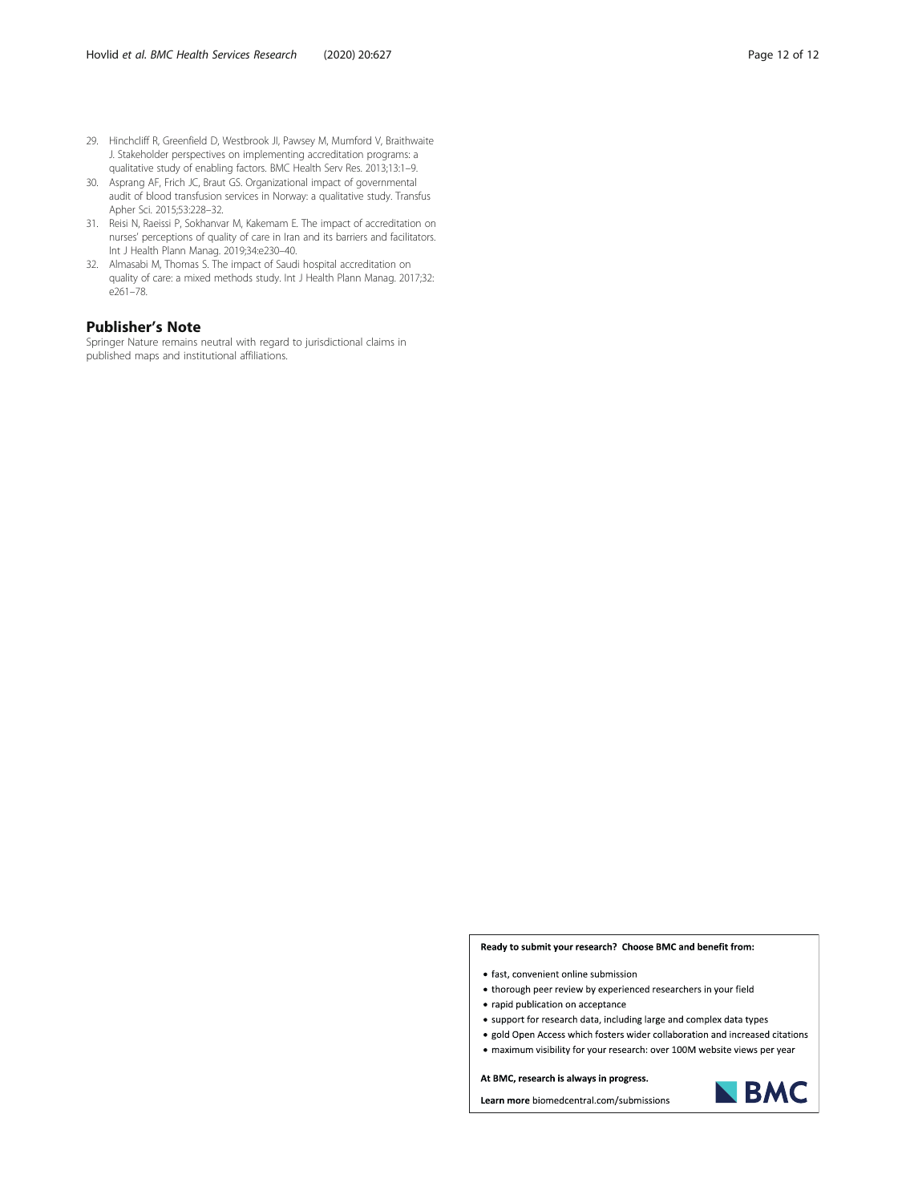29. Hinchcliff R, Greenfield D, Westbrook JI, Pawsey M, Mumford V, Braithwaite J. Stakeholder perspectives on implementing accreditation programs: a qualitative study of enabling factors. BMC Health Serv Res. 2013;13:1–9.
30. Asprang AF, Frich JC, Braut GS. Organizational impact of governmental audit of blood transfusion services in Norway: a qualitative study. Transfus Apher Sci. 2015;53:228–32.
31. Reisi N, Raeissi P, Sokhanvar M, Kakemam E. The impact of accreditation on nurses' perceptions of quality of care in Iran and its barriers and facilitators. Int J Health Plann Manag. 2019;34:e230–40.
32. Almasabi M, Thomas S. The impact of Saudi hospital accreditation on quality of care: a mixed methods study. Int J Health Plann Manag. 2017;32: e261–78.

## Publisher's Note

Springer Nature remains neutral with regard to jurisdictional claims in published maps and institutional affiliations.

**Ready to submit your research? Choose BMC and benefit from:**

- fast, convenient online submission
- thorough peer review by experienced researchers in your field
- rapid publication on acceptance
- support for research data, including large and complex data types
- gold Open Access which fosters wider collaboration and increased citations
- maximum visibility for your research: over 100M website views per year

**At BMC, research is always in progress.**

**Learn more** biomedcentral.com/submissions

BMC